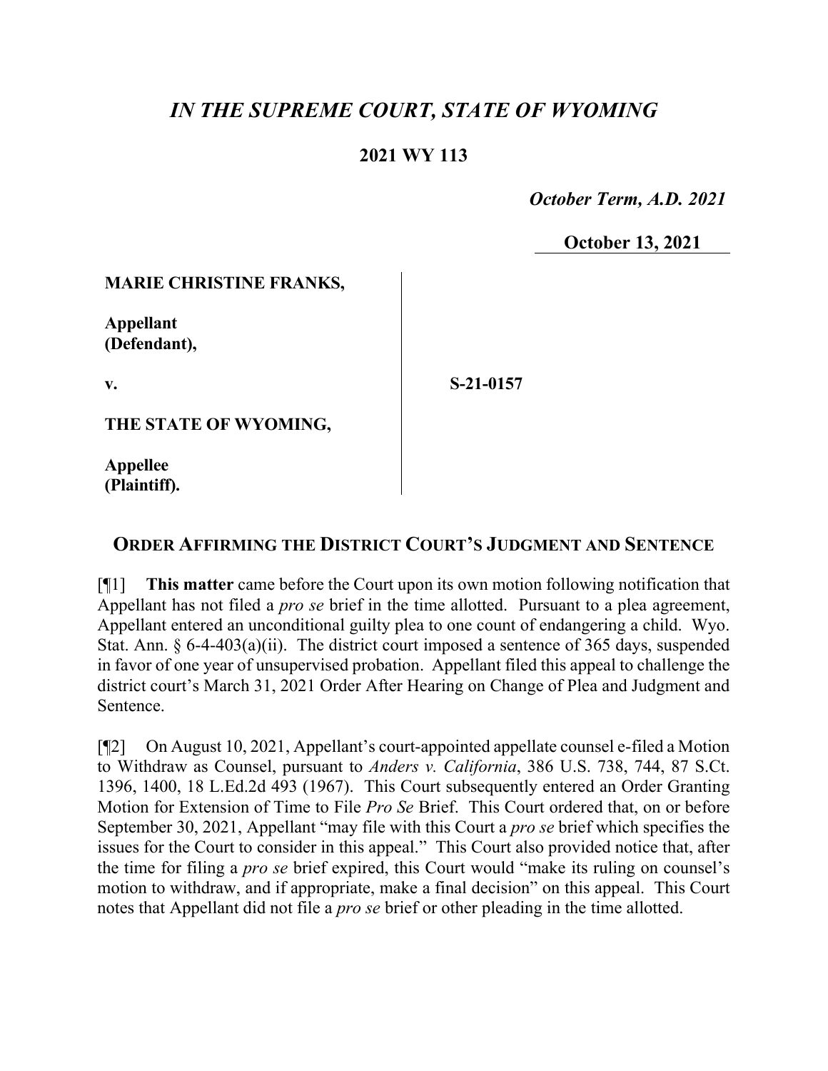# *IN THE SUPREME COURT, STATE OF WYOMING*

## 2021 WY 113

*October Term, A.D. 2021*

**October 13, 2021**

**MARIE CHRISTINE FRANKS,**

**Appellant (Defendant),**

**v.**

**S-21-0157**

**THE STATE OF WYOMING,**

**Appellee (Plaintiff).**

## ORDER AFFIRMING THE DISTRICT COURT'S JUDGMENT AND SENTENCE

[¶1] **This matter** came before the Court upon its own motion following notification that Appellant has not filed a *pro se* brief in the time allotted. Pursuant to a plea agreement, Appellant entered an unconditional guilty plea to one count of endangering a child. Wyo. Stat. Ann. § 6-4-403(a)(ii). The district court imposed a sentence of 365 days, suspended in favor of one year of unsupervised probation. Appellant filed this appeal to challenge the district court's March 31, 2021 Order After Hearing on Change of Plea and Judgment and Sentence.

[¶2] On August 10, 2021, Appellant's court-appointed appellate counsel e-filed a Motion to Withdraw as Counsel, pursuant to *Anders v. California*, 386 U.S. 738, 744, 87 S.Ct. 1396, 1400, 18 L.Ed.2d 493 (1967). This Court subsequently entered an Order Granting Motion for Extension of Time to File *Pro Se* Brief. This Court ordered that, on or before September 30, 2021, Appellant "may file with this Court a *pro se* brief which specifies the issues for the Court to consider in this appeal." This Court also provided notice that, after the time for filing a *pro se* brief expired, this Court would "make its ruling on counsel's motion to withdraw, and if appropriate, make a final decision" on this appeal. This Court notes that Appellant did not file a *pro se* brief or other pleading in the time allotted.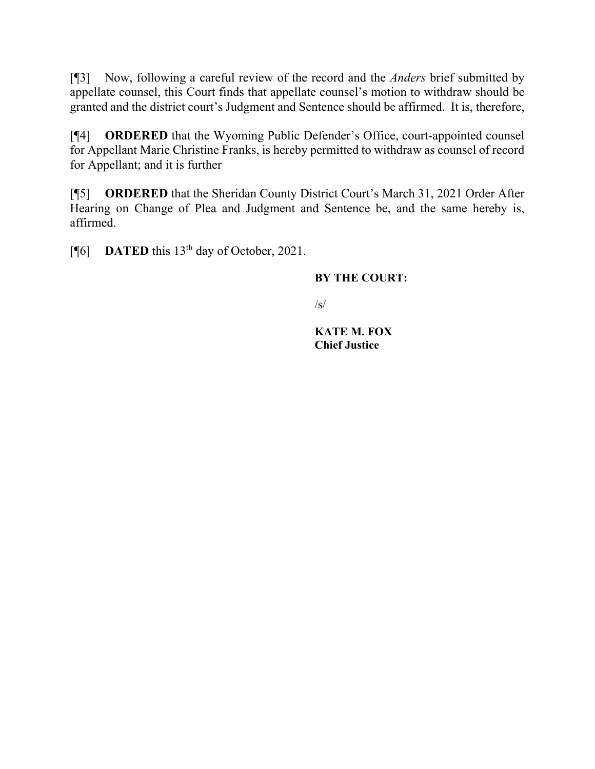[¶3] Now, following a careful review of the record and the *Anders* brief submitted by appellate counsel, this Court finds that appellate counsel's motion to withdraw should be granted and the district court's Judgment and Sentence should be affirmed. It is, therefore,

[¶4] **ORDERED** that the Wyoming Public Defender's Office, court-appointed counsel for Appellant Marie Christine Franks, is hereby permitted to withdraw as counsel of record for Appellant; and it is further

[¶5] **ORDERED** that the Sheridan County District Court's March 31, 2021 Order After Hearing on Change of Plea and Judgment and Sentence be, and the same hereby is, affirmed.

[¶6] **DATED** this 13th day of October, 2021.

**BY THE COURT:**

/s/

**KATE M. FOX**
**Chief Justice**